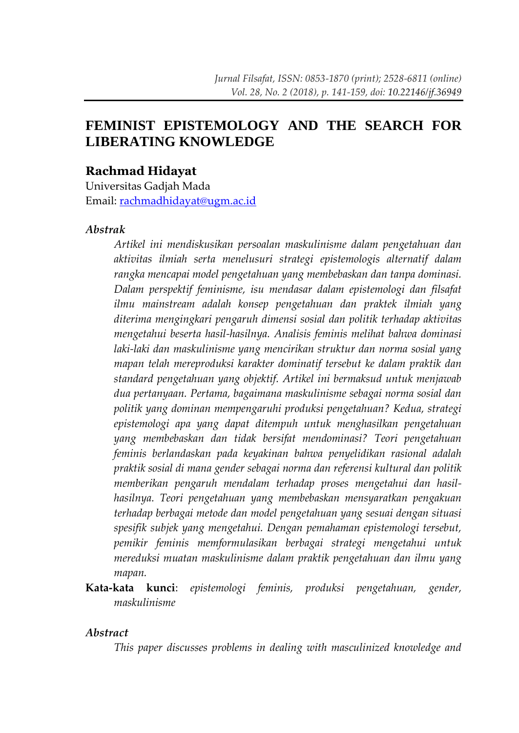# FEMINIST EPISTEMOLOGY AND THE SEARCH FOR LIBERATING KNOWLEDGE

**Rachmad Hidayat**

Universitas Gadjah Mada

Email: rachmadhidayat@ugm.ac.id

***Abstrak***

*Artikel ini mendiskusikan persoalan maskulinisme dalam pengetahuan dan aktivitas ilmiah serta menelusuri strategi epistemologis alternatif dalam rangka mencapai model pengetahuan yang membebaskan dan tanpa dominasi. Dalam perspektif feminisme, isu mendasar dalam epistemologi dan filsafat ilmu mainstream adalah konsep pengetahuan dan praktek ilmiah yang diterima mengingkari pengaruh dimensi sosial dan politik terhadap aktivitas mengetahui beserta hasil-hasilnya. Analisis feminis melihat bahwa dominasi laki-laki dan maskulinisme yang mencirikan struktur dan norma sosial yang mapan telah mereproduksi karakter dominatif tersebut ke dalam praktik dan standard pengetahuan yang objektif. Artikel ini bermaksud untuk menjawab dua pertanyaan. Pertama, bagaimana maskulinisme sebagai norma sosial dan politik yang dominan mempengaruhi produksi pengetahuan? Kedua, strategi epistemologi apa yang dapat ditempuh untuk menghasilkan pengetahuan yang membebaskan dan tidak bersifat mendominasi? Teori pengetahuan feminis berlandaskan pada keyakinan bahwa penyelidikan rasional adalah praktik sosial di mana gender sebagai norma dan referensi kultural dan politik memberikan pengaruh mendalam terhadap proses mengetahui dan hasil-hasilnya. Teori pengetahuan yang membebaskan mensyaratkan pengakuan terhadap berbagai metode dan model pengetahuan yang sesuai dengan situasi spesifik subjek yang mengetahui. Dengan pemahaman epistemologi tersebut, pemikir feminis memformulasikan berbagai strategi mengetahui untuk mereduksi muatan maskulinisme dalam praktik pengetahuan dan ilmu yang mapan.*

**Kata-kata kunci**: *epistemologi feminis, produksi pengetahuan, gender, maskulinisme*

***Abstract***

*This paper discusses problems in dealing with masculinized knowledge and*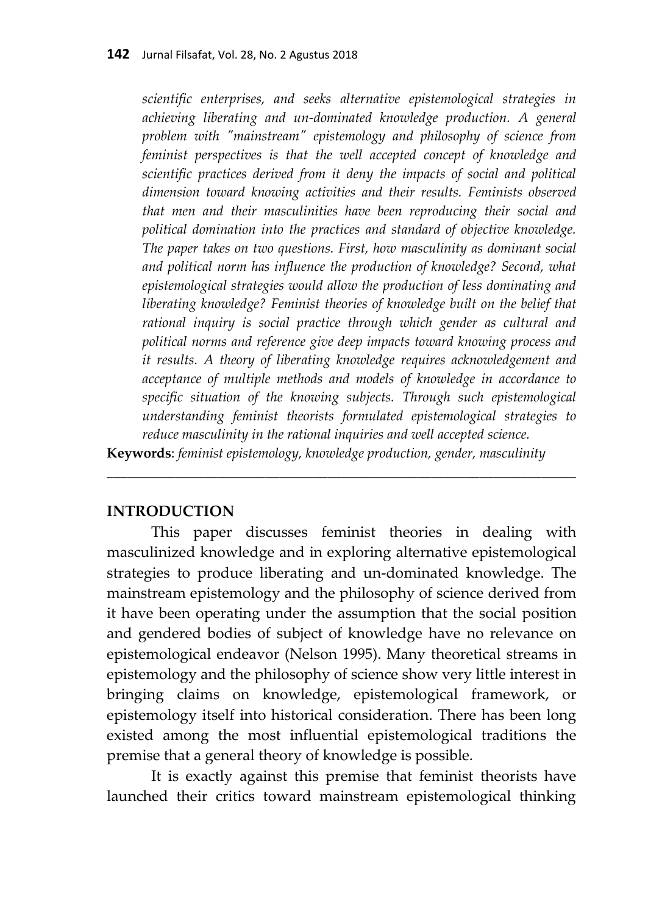*scientific enterprises, and seeks alternative epistemological strategies in achieving liberating and un-dominated knowledge production. A general problem with "mainstream" epistemology and philosophy of science from feminist perspectives is that the well accepted concept of knowledge and scientific practices derived from it deny the impacts of social and political dimension toward knowing activities and their results. Feminists observed that men and their masculinities have been reproducing their social and political domination into the practices and standard of objective knowledge. The paper takes on two questions. First, how masculinity as dominant social and political norm has influence the production of knowledge? Second, what epistemological strategies would allow the production of less dominating and liberating knowledge? Feminist theories of knowledge built on the belief that rational inquiry is social practice through which gender as cultural and political norms and reference give deep impacts toward knowing process and it results. A theory of liberating knowledge requires acknowledgement and acceptance of multiple methods and models of knowledge in accordance to specific situation of the knowing subjects. Through such epistemological understanding feminist theorists formulated epistemological strategies to reduce masculinity in the rational inquiries and well accepted science.*

**Keywords**: *feminist epistemology, knowledge production, gender, masculinity*

---

## INTRODUCTION

This paper discusses feminist theories in dealing with masculinized knowledge and in exploring alternative epistemological strategies to produce liberating and un-dominated knowledge. The mainstream epistemology and the philosophy of science derived from it have been operating under the assumption that the social position and gendered bodies of subject of knowledge have no relevance on epistemological endeavor (Nelson 1995). Many theoretical streams in epistemology and the philosophy of science show very little interest in bringing claims on knowledge, epistemological framework, or epistemology itself into historical consideration. There has been long existed among the most influential epistemological traditions the premise that a general theory of knowledge is possible.

It is exactly against this premise that feminist theorists have launched their critics toward mainstream epistemological thinking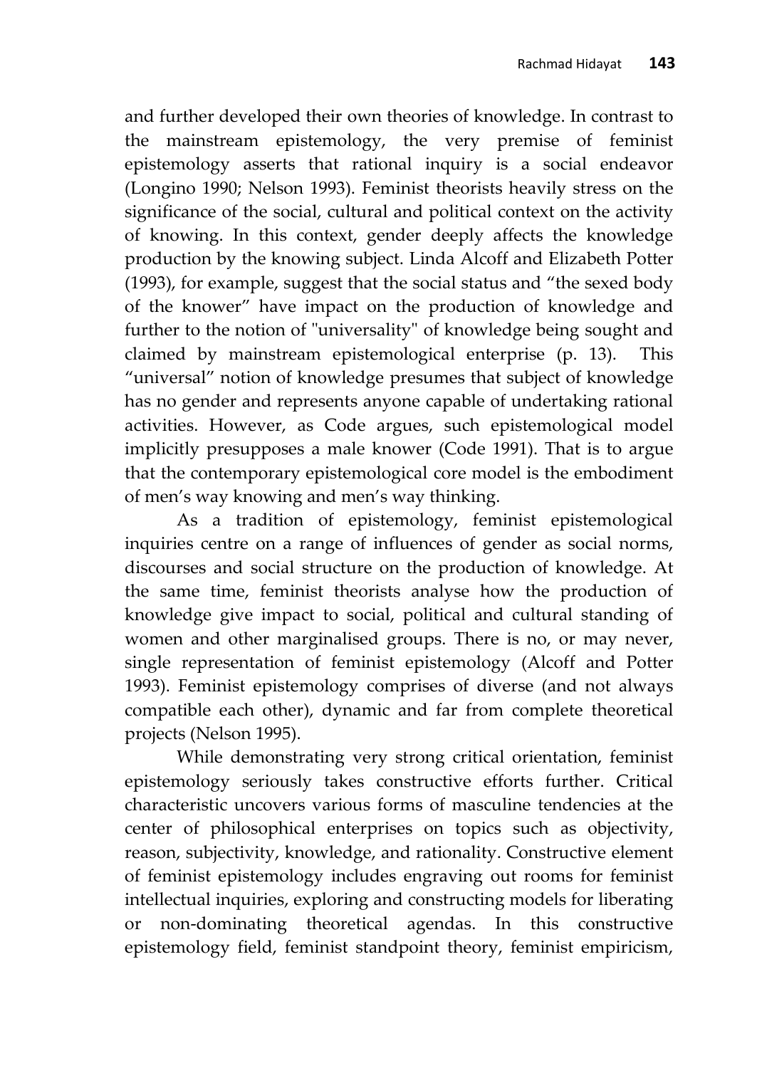and further developed their own theories of knowledge. In contrast to the mainstream epistemology, the very premise of feminist epistemology asserts that rational inquiry is a social endeavor (Longino 1990; Nelson 1993). Feminist theorists heavily stress on the significance of the social, cultural and political context on the activity of knowing. In this context, gender deeply affects the knowledge production by the knowing subject. Linda Alcoff and Elizabeth Potter (1993), for example, suggest that the social status and "the sexed body of the knower" have impact on the production of knowledge and further to the notion of "universality" of knowledge being sought and claimed by mainstream epistemological enterprise (p. 13). This "universal" notion of knowledge presumes that subject of knowledge has no gender and represents anyone capable of undertaking rational activities. However, as Code argues, such epistemological model implicitly presupposes a male knower (Code 1991). That is to argue that the contemporary epistemological core model is the embodiment of men's way knowing and men's way thinking.

As a tradition of epistemology, feminist epistemological inquiries centre on a range of influences of gender as social norms, discourses and social structure on the production of knowledge. At the same time, feminist theorists analyse how the production of knowledge give impact to social, political and cultural standing of women and other marginalised groups. There is no, or may never, single representation of feminist epistemology (Alcoff and Potter 1993). Feminist epistemology comprises of diverse (and not always compatible each other), dynamic and far from complete theoretical projects (Nelson 1995).

While demonstrating very strong critical orientation, feminist epistemology seriously takes constructive efforts further. Critical characteristic uncovers various forms of masculine tendencies at the center of philosophical enterprises on topics such as objectivity, reason, subjectivity, knowledge, and rationality. Constructive element of feminist epistemology includes engraving out rooms for feminist intellectual inquiries, exploring and constructing models for liberating or non-dominating theoretical agendas. In this constructive epistemology field, feminist standpoint theory, feminist empiricism,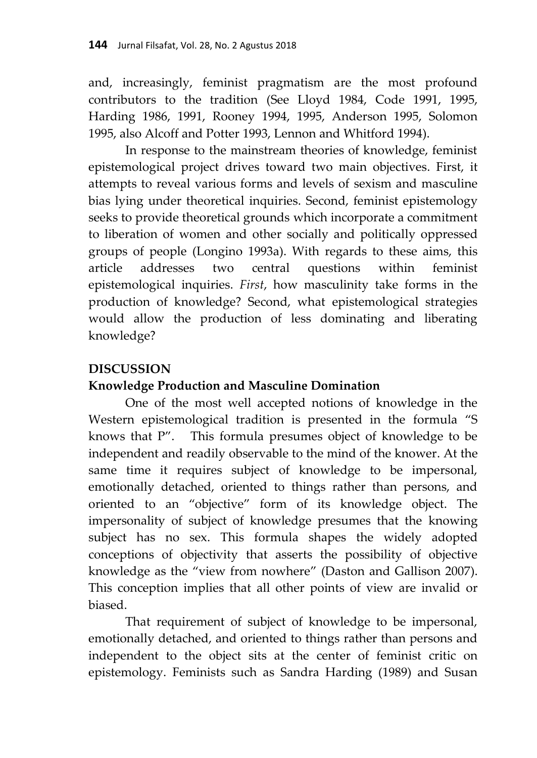and, increasingly, feminist pragmatism are the most profound contributors to the tradition (See Lloyd 1984, Code 1991, 1995, Harding 1986, 1991, Rooney 1994, 1995, Anderson 1995, Solomon 1995, also Alcoff and Potter 1993, Lennon and Whitford 1994).

In response to the mainstream theories of knowledge, feminist epistemological project drives toward two main objectives. First, it attempts to reveal various forms and levels of sexism and masculine bias lying under theoretical inquiries. Second, feminist epistemology seeks to provide theoretical grounds which incorporate a commitment to liberation of women and other socially and politically oppressed groups of people (Longino 1993a). With regards to these aims, this article addresses two central questions within feminist epistemological inquiries. *First*, how masculinity take forms in the production of knowledge? Second, what epistemological strategies would allow the production of less dominating and liberating knowledge?

## DISCUSSION

### Knowledge Production and Masculine Domination

One of the most well accepted notions of knowledge in the Western epistemological tradition is presented in the formula "S knows that P". This formula presumes object of knowledge to be independent and readily observable to the mind of the knower. At the same time it requires subject of knowledge to be impersonal, emotionally detached, oriented to things rather than persons, and oriented to an "objective" form of its knowledge object. The impersonality of subject of knowledge presumes that the knowing subject has no sex. This formula shapes the widely adopted conceptions of objectivity that asserts the possibility of objective knowledge as the "view from nowhere" (Daston and Gallison 2007). This conception implies that all other points of view are invalid or biased.

That requirement of subject of knowledge to be impersonal, emotionally detached, and oriented to things rather than persons and independent to the object sits at the center of feminist critic on epistemology. Feminists such as Sandra Harding (1989) and Susan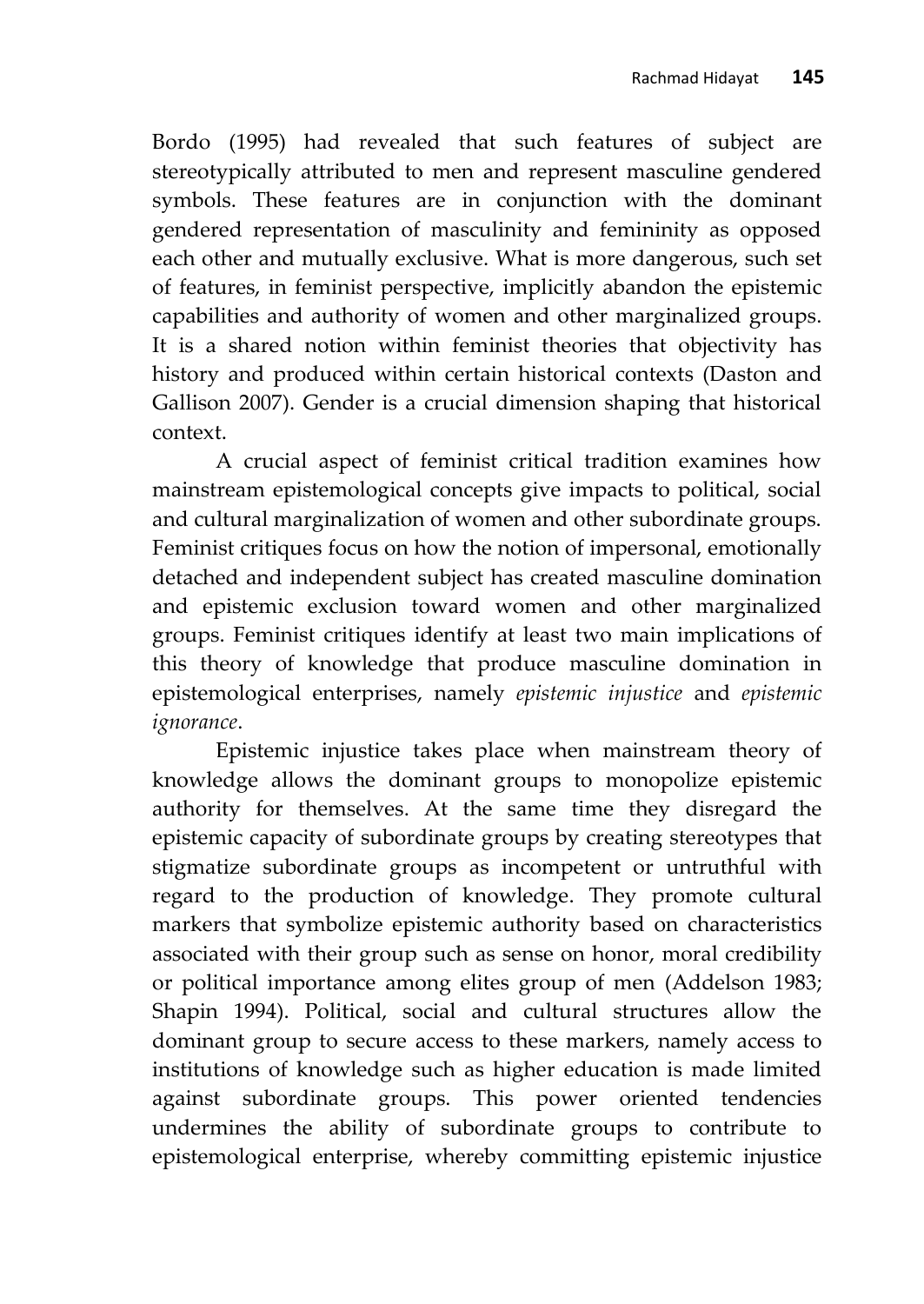Bordo (1995) had revealed that such features of subject are stereotypically attributed to men and represent masculine gendered symbols. These features are in conjunction with the dominant gendered representation of masculinity and femininity as opposed each other and mutually exclusive. What is more dangerous, such set of features, in feminist perspective, implicitly abandon the epistemic capabilities and authority of women and other marginalized groups. It is a shared notion within feminist theories that objectivity has history and produced within certain historical contexts (Daston and Gallison 2007). Gender is a crucial dimension shaping that historical context.

A crucial aspect of feminist critical tradition examines how mainstream epistemological concepts give impacts to political, social and cultural marginalization of women and other subordinate groups. Feminist critiques focus on how the notion of impersonal, emotionally detached and independent subject has created masculine domination and epistemic exclusion toward women and other marginalized groups. Feminist critiques identify at least two main implications of this theory of knowledge that produce masculine domination in epistemological enterprises, namely *epistemic injustice* and *epistemic ignorance*.

Epistemic injustice takes place when mainstream theory of knowledge allows the dominant groups to monopolize epistemic authority for themselves. At the same time they disregard the epistemic capacity of subordinate groups by creating stereotypes that stigmatize subordinate groups as incompetent or untruthful with regard to the production of knowledge. They promote cultural markers that symbolize epistemic authority based on characteristics associated with their group such as sense on honor, moral credibility or political importance among elites group of men (Addelson 1983; Shapin 1994). Political, social and cultural structures allow the dominant group to secure access to these markers, namely access to institutions of knowledge such as higher education is made limited against subordinate groups. This power oriented tendencies undermines the ability of subordinate groups to contribute to epistemological enterprise, whereby committing epistemic injustice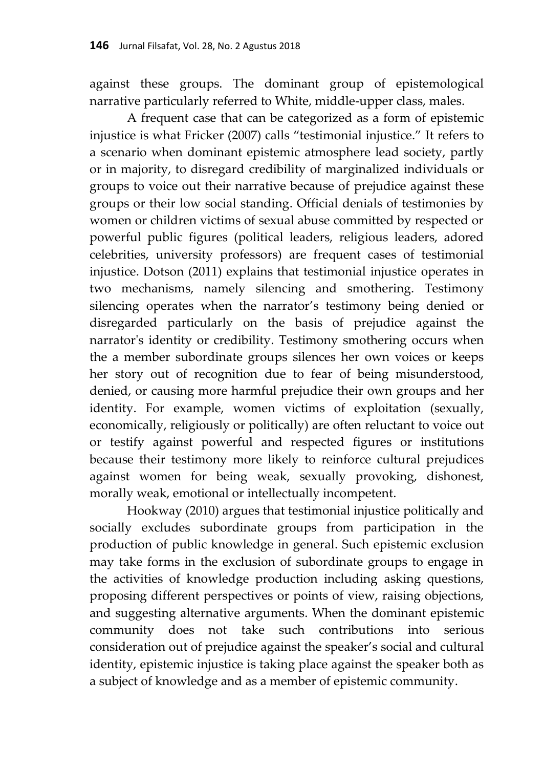against these groups. The dominant group of epistemological narrative particularly referred to White, middle-upper class, males.

A frequent case that can be categorized as a form of epistemic injustice is what Fricker (2007) calls "testimonial injustice." It refers to a scenario when dominant epistemic atmosphere lead society, partly or in majority, to disregard credibility of marginalized individuals or groups to voice out their narrative because of prejudice against these groups or their low social standing. Official denials of testimonies by women or children victims of sexual abuse committed by respected or powerful public figures (political leaders, religious leaders, adored celebrities, university professors) are frequent cases of testimonial injustice. Dotson (2011) explains that testimonial injustice operates in two mechanisms, namely silencing and smothering. Testimony silencing operates when the narrator's testimony being denied or disregarded particularly on the basis of prejudice against the narrator's identity or credibility. Testimony smothering occurs when the a member subordinate groups silences her own voices or keeps her story out of recognition due to fear of being misunderstood, denied, or causing more harmful prejudice their own groups and her identity. For example, women victims of exploitation (sexually, economically, religiously or politically) are often reluctant to voice out or testify against powerful and respected figures or institutions because their testimony more likely to reinforce cultural prejudices against women for being weak, sexually provoking, dishonest, morally weak, emotional or intellectually incompetent.

Hookway (2010) argues that testimonial injustice politically and socially excludes subordinate groups from participation in the production of public knowledge in general. Such epistemic exclusion may take forms in the exclusion of subordinate groups to engage in the activities of knowledge production including asking questions, proposing different perspectives or points of view, raising objections, and suggesting alternative arguments. When the dominant epistemic community does not take such contributions into serious consideration out of prejudice against the speaker's social and cultural identity, epistemic injustice is taking place against the speaker both as a subject of knowledge and as a member of epistemic community.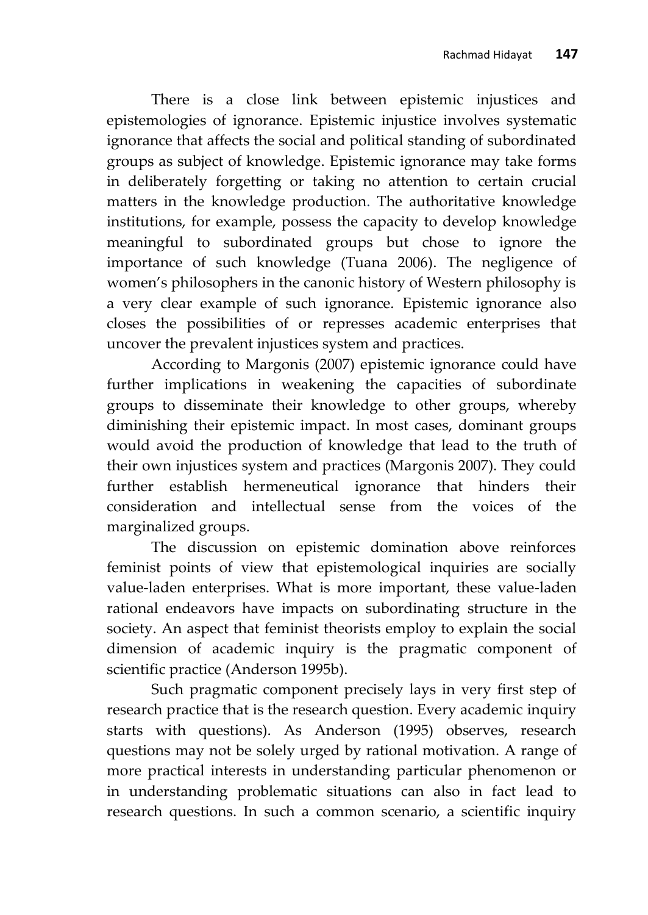There is a close link between epistemic injustices and epistemologies of ignorance. Epistemic injustice involves systematic ignorance that affects the social and political standing of subordinated groups as subject of knowledge. Epistemic ignorance may take forms in deliberately forgetting or taking no attention to certain crucial matters in the knowledge production. The authoritative knowledge institutions, for example, possess the capacity to develop knowledge meaningful to subordinated groups but chose to ignore the importance of such knowledge (Tuana 2006). The negligence of women's philosophers in the canonic history of Western philosophy is a very clear example of such ignorance. Epistemic ignorance also closes the possibilities of or represses academic enterprises that uncover the prevalent injustices system and practices.

According to Margonis (2007) epistemic ignorance could have further implications in weakening the capacities of subordinate groups to disseminate their knowledge to other groups, whereby diminishing their epistemic impact. In most cases, dominant groups would avoid the production of knowledge that lead to the truth of their own injustices system and practices (Margonis 2007). They could further establish hermeneutical ignorance that hinders their consideration and intellectual sense from the voices of the marginalized groups.

The discussion on epistemic domination above reinforces feminist points of view that epistemological inquiries are socially value-laden enterprises. What is more important, these value-laden rational endeavors have impacts on subordinating structure in the society. An aspect that feminist theorists employ to explain the social dimension of academic inquiry is the pragmatic component of scientific practice (Anderson 1995b).

Such pragmatic component precisely lays in very first step of research practice that is the research question. Every academic inquiry starts with questions). As Anderson (1995) observes, research questions may not be solely urged by rational motivation. A range of more practical interests in understanding particular phenomenon or in understanding problematic situations can also in fact lead to research questions. In such a common scenario, a scientific inquiry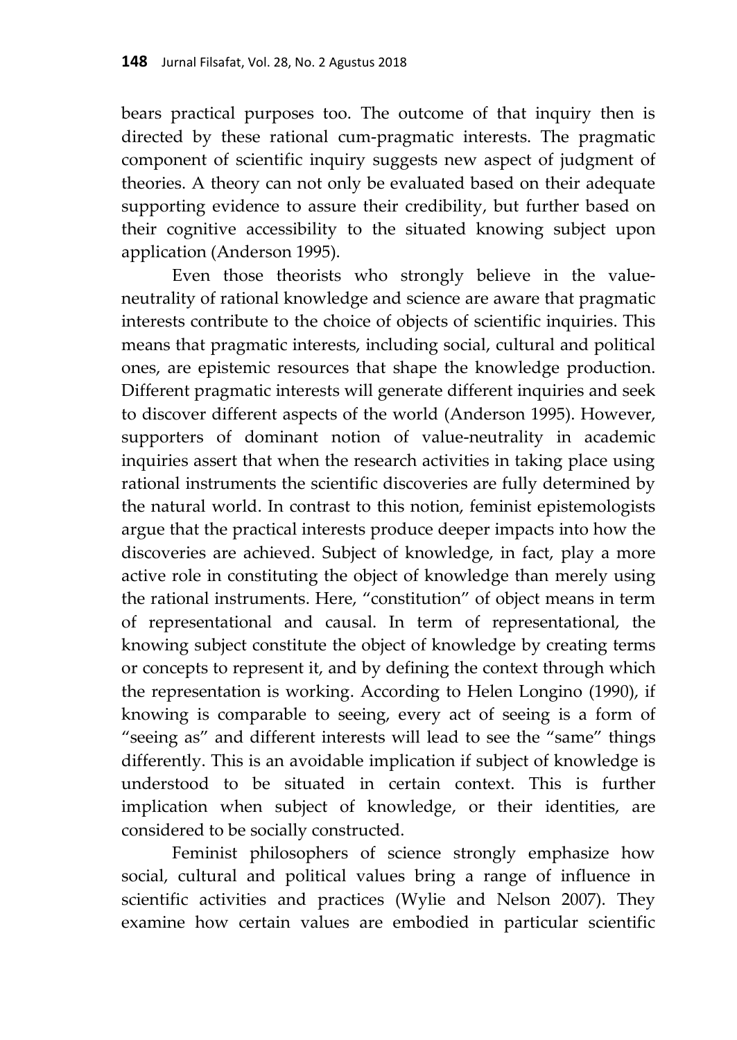bears practical purposes too. The outcome of that inquiry then is directed by these rational cum-pragmatic interests. The pragmatic component of scientific inquiry suggests new aspect of judgment of theories. A theory can not only be evaluated based on their adequate supporting evidence to assure their credibility, but further based on their cognitive accessibility to the situated knowing subject upon application (Anderson 1995).

Even those theorists who strongly believe in the value-neutrality of rational knowledge and science are aware that pragmatic interests contribute to the choice of objects of scientific inquiries. This means that pragmatic interests, including social, cultural and political ones, are epistemic resources that shape the knowledge production. Different pragmatic interests will generate different inquiries and seek to discover different aspects of the world (Anderson 1995). However, supporters of dominant notion of value-neutrality in academic inquiries assert that when the research activities in taking place using rational instruments the scientific discoveries are fully determined by the natural world. In contrast to this notion, feminist epistemologists argue that the practical interests produce deeper impacts into how the discoveries are achieved. Subject of knowledge, in fact, play a more active role in constituting the object of knowledge than merely using the rational instruments. Here, "constitution" of object means in term of representational and causal. In term of representational, the knowing subject constitute the object of knowledge by creating terms or concepts to represent it, and by defining the context through which the representation is working. According to Helen Longino (1990), if knowing is comparable to seeing, every act of seeing is a form of "seeing as" and different interests will lead to see the "same" things differently. This is an avoidable implication if subject of knowledge is understood to be situated in certain context. This is further implication when subject of knowledge, or their identities, are considered to be socially constructed.

Feminist philosophers of science strongly emphasize how social, cultural and political values bring a range of influence in scientific activities and practices (Wylie and Nelson 2007). They examine how certain values are embodied in particular scientific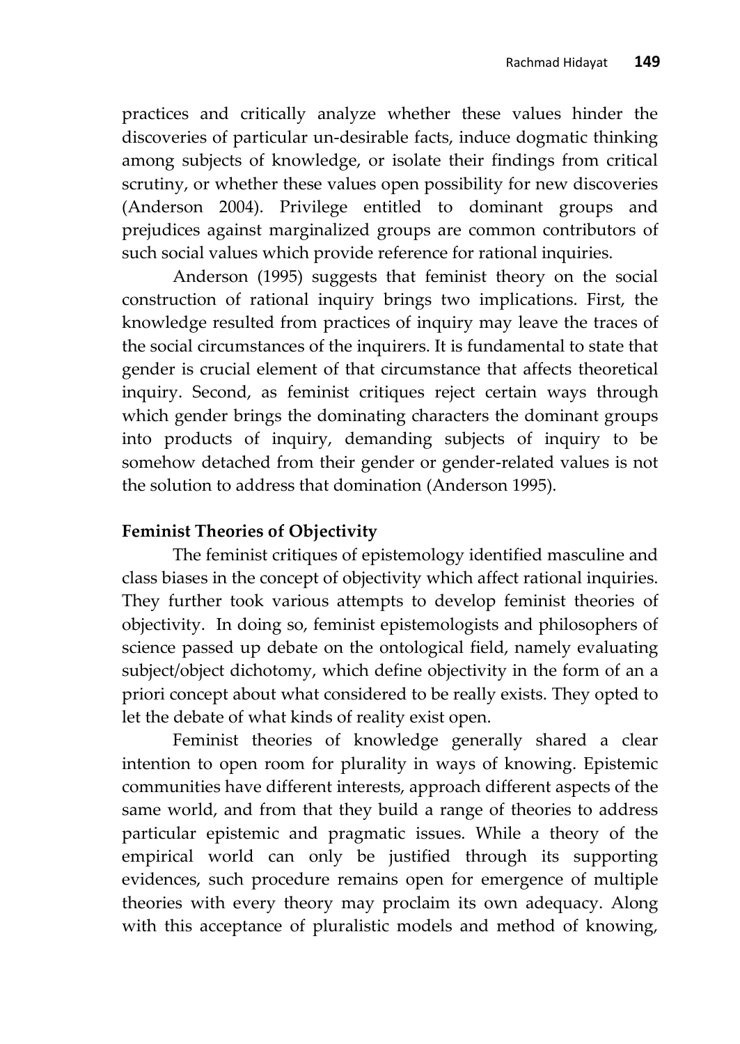practices and critically analyze whether these values hinder the discoveries of particular un-desirable facts, induce dogmatic thinking among subjects of knowledge, or isolate their findings from critical scrutiny, or whether these values open possibility for new discoveries (Anderson 2004). Privilege entitled to dominant groups and prejudices against marginalized groups are common contributors of such social values which provide reference for rational inquiries.

Anderson (1995) suggests that feminist theory on the social construction of rational inquiry brings two implications. First, the knowledge resulted from practices of inquiry may leave the traces of the social circumstances of the inquirers. It is fundamental to state that gender is crucial element of that circumstance that affects theoretical inquiry. Second, as feminist critiques reject certain ways through which gender brings the dominating characters the dominant groups into products of inquiry, demanding subjects of inquiry to be somehow detached from their gender or gender-related values is not the solution to address that domination (Anderson 1995).

**Feminist Theories of Objectivity**

The feminist critiques of epistemology identified masculine and class biases in the concept of objectivity which affect rational inquiries. They further took various attempts to develop feminist theories of objectivity. In doing so, feminist epistemologists and philosophers of science passed up debate on the ontological field, namely evaluating subject/object dichotomy, which define objectivity in the form of an a priori concept about what considered to be really exists. They opted to let the debate of what kinds of reality exist open.

Feminist theories of knowledge generally shared a clear intention to open room for plurality in ways of knowing. Epistemic communities have different interests, approach different aspects of the same world, and from that they build a range of theories to address particular epistemic and pragmatic issues. While a theory of the empirical world can only be justified through its supporting evidences, such procedure remains open for emergence of multiple theories with every theory may proclaim its own adequacy. Along with this acceptance of pluralistic models and method of knowing,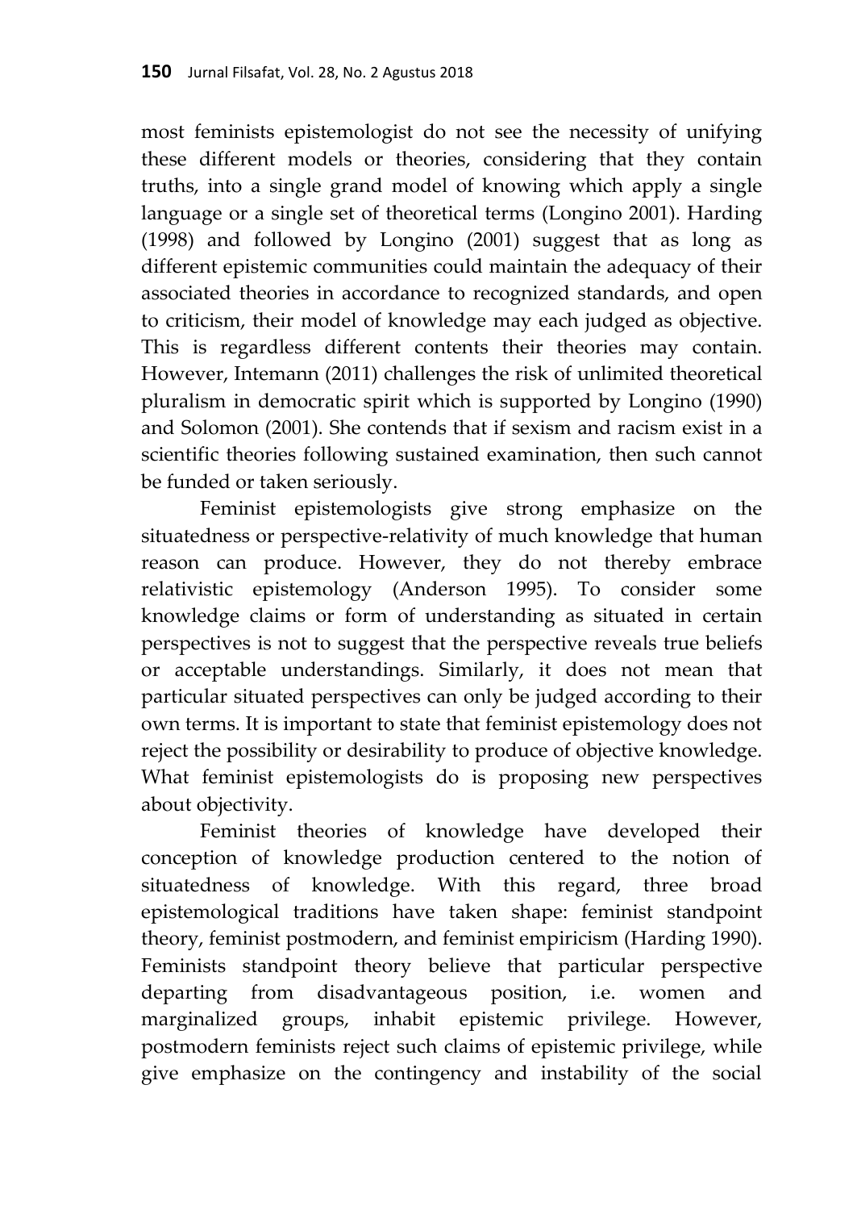most feminists epistemologist do not see the necessity of unifying these different models or theories, considering that they contain truths, into a single grand model of knowing which apply a single language or a single set of theoretical terms (Longino 2001). Harding (1998) and followed by Longino (2001) suggest that as long as different epistemic communities could maintain the adequacy of their associated theories in accordance to recognized standards, and open to criticism, their model of knowledge may each judged as objective. This is regardless different contents their theories may contain. However, Intemann (2011) challenges the risk of unlimited theoretical pluralism in democratic spirit which is supported by Longino (1990) and Solomon (2001). She contends that if sexism and racism exist in a scientific theories following sustained examination, then such cannot be funded or taken seriously.

Feminist epistemologists give strong emphasize on the situatedness or perspective-relativity of much knowledge that human reason can produce. However, they do not thereby embrace relativistic epistemology (Anderson 1995). To consider some knowledge claims or form of understanding as situated in certain perspectives is not to suggest that the perspective reveals true beliefs or acceptable understandings. Similarly, it does not mean that particular situated perspectives can only be judged according to their own terms. It is important to state that feminist epistemology does not reject the possibility or desirability to produce of objective knowledge. What feminist epistemologists do is proposing new perspectives about objectivity.

Feminist theories of knowledge have developed their conception of knowledge production centered to the notion of situatedness of knowledge. With this regard, three broad epistemological traditions have taken shape: feminist standpoint theory, feminist postmodern, and feminist empiricism (Harding 1990). Feminists standpoint theory believe that particular perspective departing from disadvantageous position, i.e. women and marginalized groups, inhabit epistemic privilege. However, postmodern feminists reject such claims of epistemic privilege, while give emphasize on the contingency and instability of the social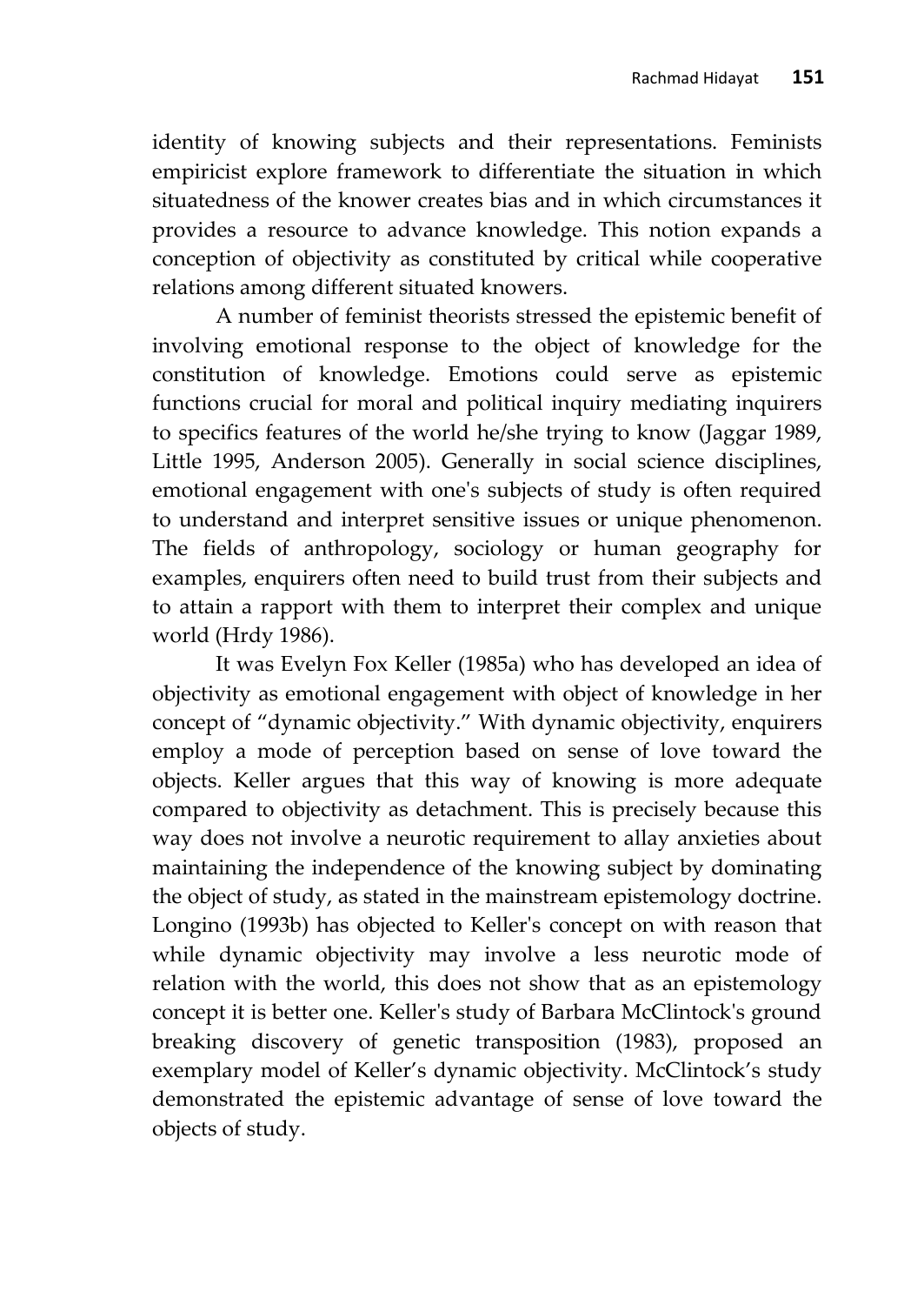identity of knowing subjects and their representations. Feminists empiricist explore framework to differentiate the situation in which situatedness of the knower creates bias and in which circumstances it provides a resource to advance knowledge. This notion expands a conception of objectivity as constituted by critical while cooperative relations among different situated knowers.

A number of feminist theorists stressed the epistemic benefit of involving emotional response to the object of knowledge for the constitution of knowledge. Emotions could serve as epistemic functions crucial for moral and political inquiry mediating inquirers to specifics features of the world he/she trying to know (Jaggar 1989, Little 1995, Anderson 2005). Generally in social science disciplines, emotional engagement with one's subjects of study is often required to understand and interpret sensitive issues or unique phenomenon. The fields of anthropology, sociology or human geography for examples, enquirers often need to build trust from their subjects and to attain a rapport with them to interpret their complex and unique world (Hrdy 1986).

It was Evelyn Fox Keller (1985a) who has developed an idea of objectivity as emotional engagement with object of knowledge in her concept of "dynamic objectivity." With dynamic objectivity, enquirers employ a mode of perception based on sense of love toward the objects. Keller argues that this way of knowing is more adequate compared to objectivity as detachment. This is precisely because this way does not involve a neurotic requirement to allay anxieties about maintaining the independence of the knowing subject by dominating the object of study, as stated in the mainstream epistemology doctrine. Longino (1993b) has objected to Keller's concept on with reason that while dynamic objectivity may involve a less neurotic mode of relation with the world, this does not show that as an epistemology concept it is better one. Keller's study of Barbara McClintock's ground breaking discovery of genetic transposition (1983), proposed an exemplary model of Keller's dynamic objectivity. McClintock's study demonstrated the epistemic advantage of sense of love toward the objects of study.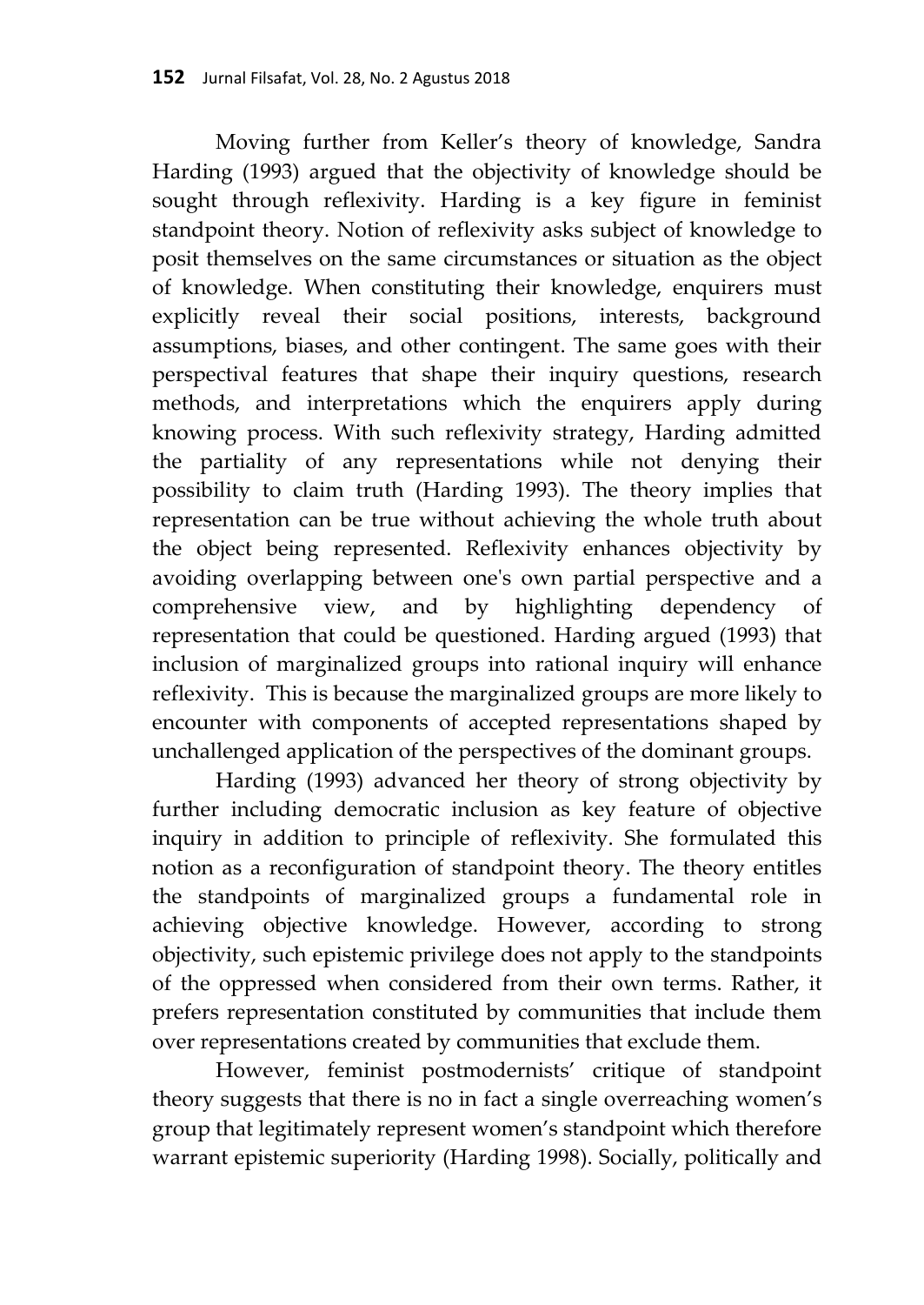Moving further from Keller's theory of knowledge, Sandra Harding (1993) argued that the objectivity of knowledge should be sought through reflexivity. Harding is a key figure in feminist standpoint theory. Notion of reflexivity asks subject of knowledge to posit themselves on the same circumstances or situation as the object of knowledge. When constituting their knowledge, enquirers must explicitly reveal their social positions, interests, background assumptions, biases, and other contingent. The same goes with their perspectival features that shape their inquiry questions, research methods, and interpretations which the enquirers apply during knowing process. With such reflexivity strategy, Harding admitted the partiality of any representations while not denying their possibility to claim truth (Harding 1993). The theory implies that representation can be true without achieving the whole truth about the object being represented. Reflexivity enhances objectivity by avoiding overlapping between one's own partial perspective and a comprehensive view, and by highlighting dependency of representation that could be questioned. Harding argued (1993) that inclusion of marginalized groups into rational inquiry will enhance reflexivity. This is because the marginalized groups are more likely to encounter with components of accepted representations shaped by unchallenged application of the perspectives of the dominant groups.

Harding (1993) advanced her theory of strong objectivity by further including democratic inclusion as key feature of objective inquiry in addition to principle of reflexivity. She formulated this notion as a reconfiguration of standpoint theory. The theory entitles the standpoints of marginalized groups a fundamental role in achieving objective knowledge. However, according to strong objectivity, such epistemic privilege does not apply to the standpoints of the oppressed when considered from their own terms. Rather, it prefers representation constituted by communities that include them over representations created by communities that exclude them.

However, feminist postmodernists' critique of standpoint theory suggests that there is no in fact a single overreaching women's group that legitimately represent women's standpoint which therefore warrant epistemic superiority (Harding 1998). Socially, politically and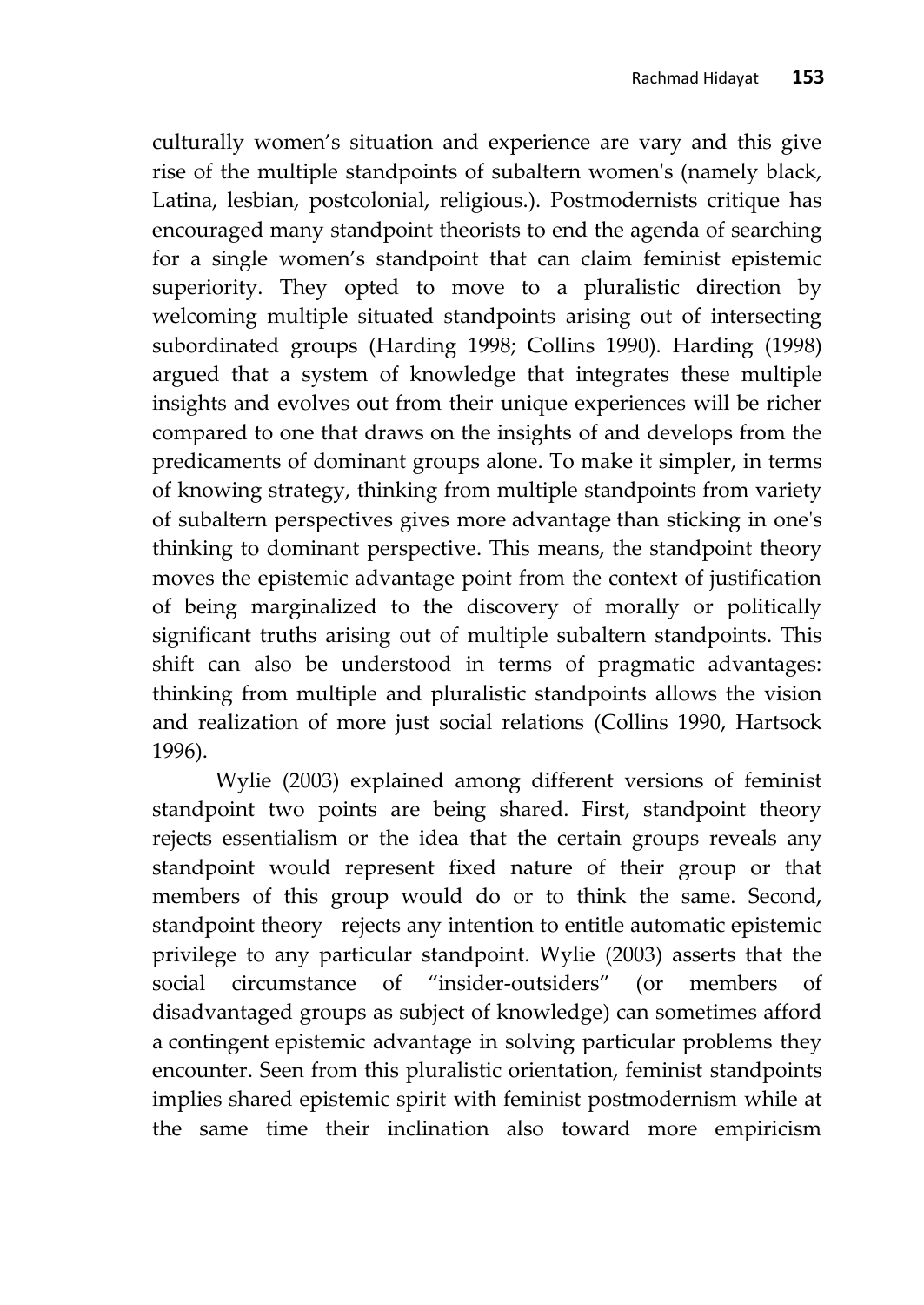culturally women's situation and experience are vary and this give rise of the multiple standpoints of subaltern women's (namely black, Latina, lesbian, postcolonial, religious.). Postmodernists critique has encouraged many standpoint theorists to end the agenda of searching for a single women's standpoint that can claim feminist epistemic superiority. They opted to move to a pluralistic direction by welcoming multiple situated standpoints arising out of intersecting subordinated groups (Harding 1998; Collins 1990). Harding (1998) argued that a system of knowledge that integrates these multiple insights and evolves out from their unique experiences will be richer compared to one that draws on the insights of and develops from the predicaments of dominant groups alone. To make it simpler, in terms of knowing strategy, thinking from multiple standpoints from variety of subaltern perspectives gives more advantage than sticking in one's thinking to dominant perspective. This means, the standpoint theory moves the epistemic advantage point from the context of justification of being marginalized to the discovery of morally or politically significant truths arising out of multiple subaltern standpoints. This shift can also be understood in terms of pragmatic advantages: thinking from multiple and pluralistic standpoints allows the vision and realization of more just social relations (Collins 1990, Hartsock 1996).

Wylie (2003) explained among different versions of feminist standpoint two points are being shared. First, standpoint theory rejects essentialism or the idea that the certain groups reveals any standpoint would represent fixed nature of their group or that members of this group would do or to think the same. Second, standpoint theory rejects any intention to entitle automatic epistemic privilege to any particular standpoint. Wylie (2003) asserts that the social circumstance of "insider-outsiders" (or members of disadvantaged groups as subject of knowledge) can sometimes afford a contingent epistemic advantage in solving particular problems they encounter. Seen from this pluralistic orientation, feminist standpoints implies shared epistemic spirit with feminist postmodernism while at the same time their inclination also toward more empiricism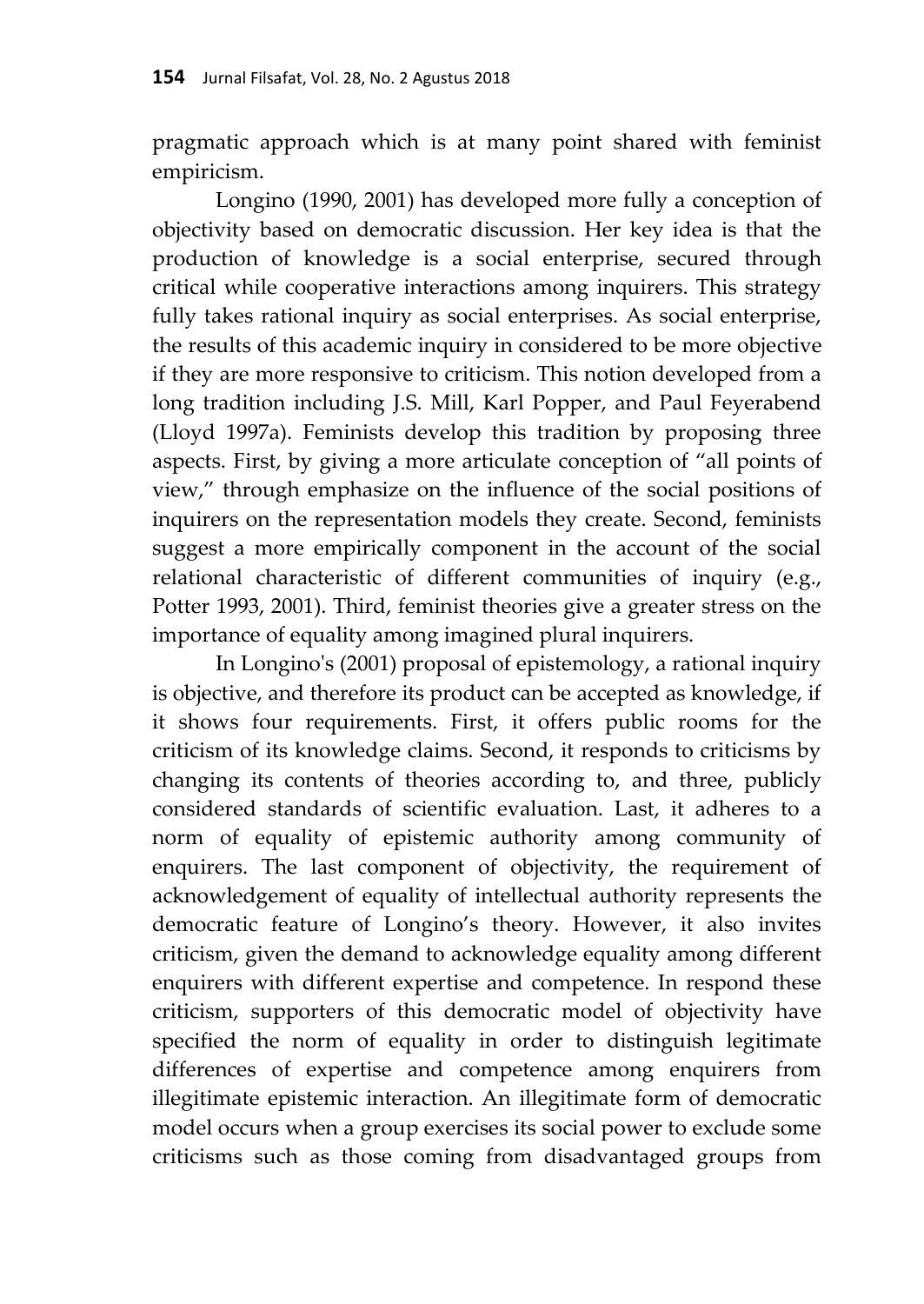pragmatic approach which is at many point shared with feminist empiricism.

Longino (1990, 2001) has developed more fully a conception of objectivity based on democratic discussion. Her key idea is that the production of knowledge is a social enterprise, secured through critical while cooperative interactions among inquirers. This strategy fully takes rational inquiry as social enterprises. As social enterprise, the results of this academic inquiry in considered to be more objective if they are more responsive to criticism. This notion developed from a long tradition including J.S. Mill, Karl Popper, and Paul Feyerabend (Lloyd 1997a). Feminists develop this tradition by proposing three aspects. First, by giving a more articulate conception of "all points of view," through emphasize on the influence of the social positions of inquirers on the representation models they create. Second, feminists suggest a more empirically component in the account of the social relational characteristic of different communities of inquiry (e.g., Potter 1993, 2001). Third, feminist theories give a greater stress on the importance of equality among imagined plural inquirers.

In Longino's (2001) proposal of epistemology, a rational inquiry is objective, and therefore its product can be accepted as knowledge, if it shows four requirements. First, it offers public rooms for the criticism of its knowledge claims. Second, it responds to criticisms by changing its contents of theories according to, and three, publicly considered standards of scientific evaluation. Last, it adheres to a norm of equality of epistemic authority among community of enquirers. The last component of objectivity, the requirement of acknowledgement of equality of intellectual authority represents the democratic feature of Longino's theory. However, it also invites criticism, given the demand to acknowledge equality among different enquirers with different expertise and competence. In respond these criticism, supporters of this democratic model of objectivity have specified the norm of equality in order to distinguish legitimate differences of expertise and competence among enquirers from illegitimate epistemic interaction. An illegitimate form of democratic model occurs when a group exercises its social power to exclude some criticisms such as those coming from disadvantaged groups from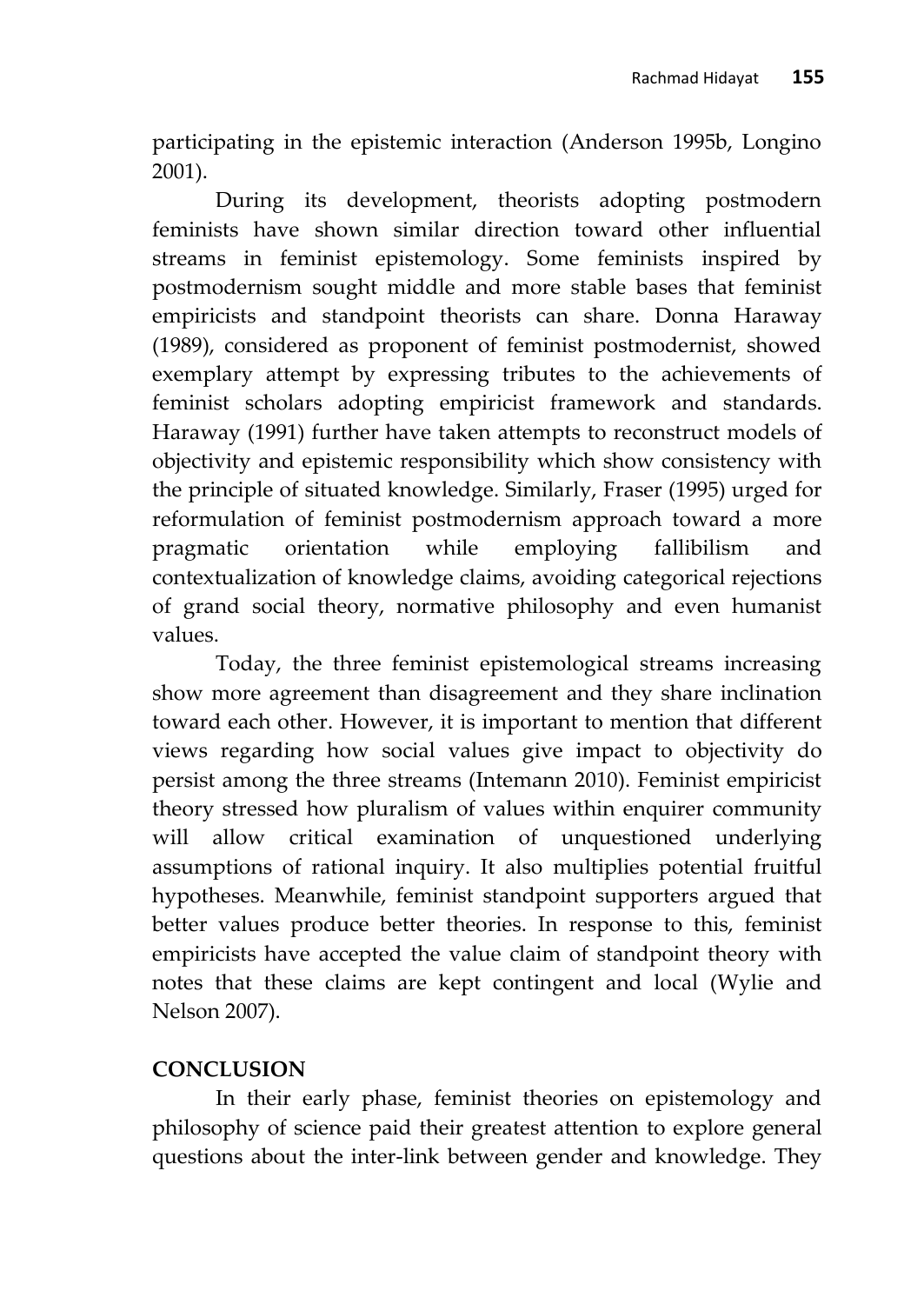participating in the epistemic interaction (Anderson 1995b, Longino 2001).

During its development, theorists adopting postmodern feminists have shown similar direction toward other influential streams in feminist epistemology. Some feminists inspired by postmodernism sought middle and more stable bases that feminist empiricists and standpoint theorists can share. Donna Haraway (1989), considered as proponent of feminist postmodernist, showed exemplary attempt by expressing tributes to the achievements of feminist scholars adopting empiricist framework and standards. Haraway (1991) further have taken attempts to reconstruct models of objectivity and epistemic responsibility which show consistency with the principle of situated knowledge. Similarly, Fraser (1995) urged for reformulation of feminist postmodernism approach toward a more pragmatic orientation while employing fallibilism and contextualization of knowledge claims, avoiding categorical rejections of grand social theory, normative philosophy and even humanist values.

Today, the three feminist epistemological streams increasing show more agreement than disagreement and they share inclination toward each other. However, it is important to mention that different views regarding how social values give impact to objectivity do persist among the three streams (Intemann 2010). Feminist empiricist theory stressed how pluralism of values within enquirer community will allow critical examination of unquestioned underlying assumptions of rational inquiry. It also multiplies potential fruitful hypotheses. Meanwhile, feminist standpoint supporters argued that better values produce better theories. In response to this, feminist empiricists have accepted the value claim of standpoint theory with notes that these claims are kept contingent and local (Wylie and Nelson 2007).

## CONCLUSION

In their early phase, feminist theories on epistemology and philosophy of science paid their greatest attention to explore general questions about the inter-link between gender and knowledge. They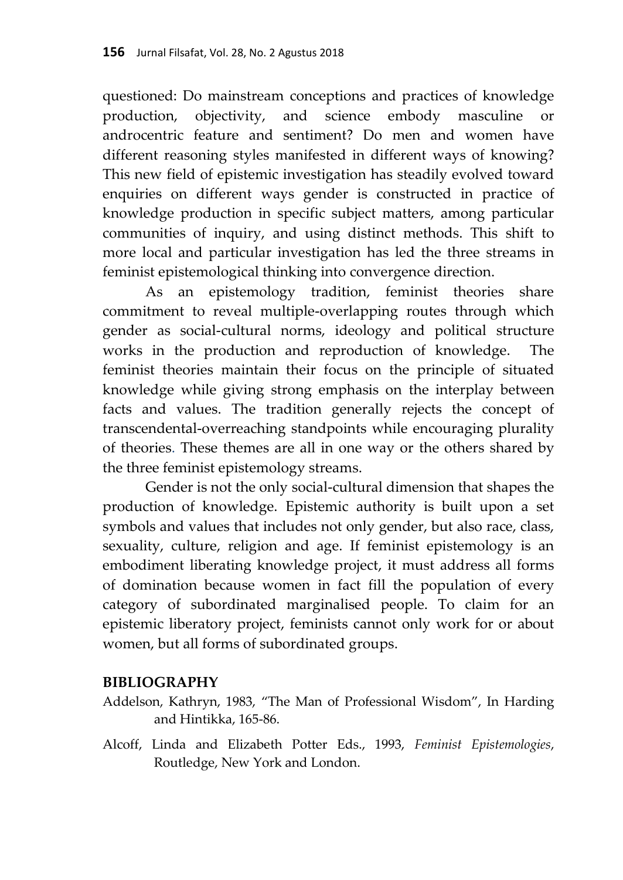questioned: Do mainstream conceptions and practices of knowledge production, objectivity, and science embody masculine or androcentric feature and sentiment? Do men and women have different reasoning styles manifested in different ways of knowing? This new field of epistemic investigation has steadily evolved toward enquiries on different ways gender is constructed in practice of knowledge production in specific subject matters, among particular communities of inquiry, and using distinct methods. This shift to more local and particular investigation has led the three streams in feminist epistemological thinking into convergence direction.

As an epistemology tradition, feminist theories share commitment to reveal multiple-overlapping routes through which gender as social-cultural norms, ideology and political structure works in the production and reproduction of knowledge. The feminist theories maintain their focus on the principle of situated knowledge while giving strong emphasis on the interplay between facts and values. The tradition generally rejects the concept of transcendental-overreaching standpoints while encouraging plurality of theories. These themes are all in one way or the others shared by the three feminist epistemology streams.

Gender is not the only social-cultural dimension that shapes the production of knowledge. Epistemic authority is built upon a set symbols and values that includes not only gender, but also race, class, sexuality, culture, religion and age. If feminist epistemology is an embodiment liberating knowledge project, it must address all forms of domination because women in fact fill the population of every category of subordinated marginalised people. To claim for an epistemic liberatory project, feminists cannot only work for or about women, but all forms of subordinated groups.

## BIBLIOGRAPHY

Addelson, Kathryn, 1983, "The Man of Professional Wisdom", In Harding and Hintikka, 165-86.

Alcoff, Linda and Elizabeth Potter Eds., 1993, *Feminist Epistemologies*, Routledge, New York and London.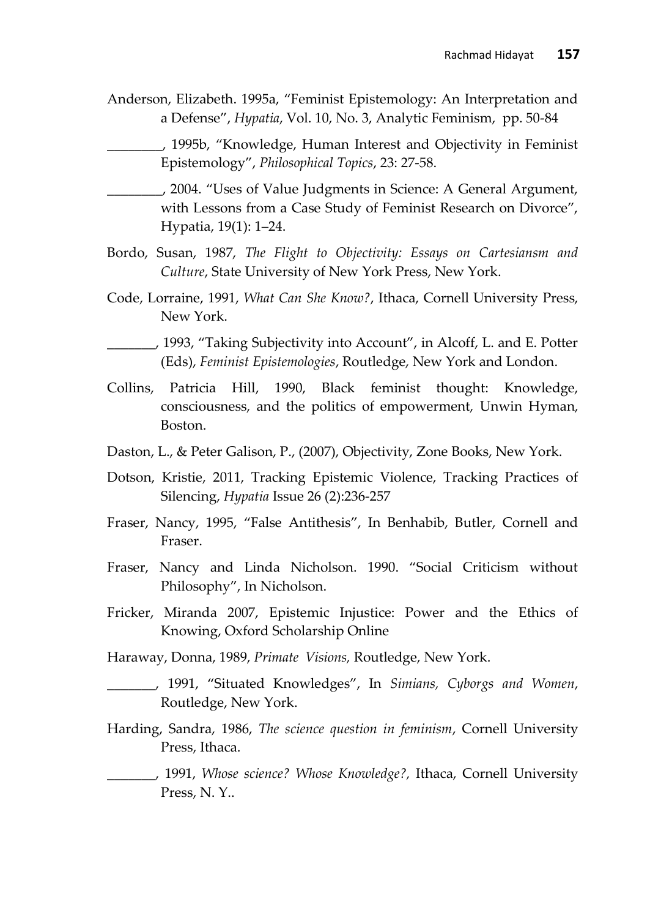Anderson, Elizabeth. 1995a, "Feminist Epistemology: An Interpretation and a Defense", *Hypatia*, Vol. 10, No. 3, Analytic Feminism, pp. 50-84

________, 1995b, "Knowledge, Human Interest and Objectivity in Feminist Epistemology", *Philosophical Topics*, 23: 27-58.

________, 2004. "Uses of Value Judgments in Science: A General Argument, with Lessons from a Case Study of Feminist Research on Divorce", Hypatia, 19(1): 1–24.

Bordo, Susan, 1987, *The Flight to Objectivity: Essays on Cartesiansm and Culture*, State University of New York Press, New York.

Code, Lorraine, 1991, *What Can She Know?*, Ithaca, Cornell University Press, New York.

_______, 1993, "Taking Subjectivity into Account", in Alcoff, L. and E. Potter (Eds), *Feminist Epistemologies*, Routledge, New York and London.

Collins, Patricia Hill, 1990, Black feminist thought: Knowledge, consciousness, and the politics of empowerment, Unwin Hyman, Boston.

Daston, L., & Peter Galison, P., (2007), Objectivity, Zone Books, New York.

Dotson, Kristie, 2011, Tracking Epistemic Violence, Tracking Practices of Silencing, *Hypatia* Issue 26 (2):236-257

Fraser, Nancy, 1995, "False Antithesis", In Benhabib, Butler, Cornell and Fraser.

Fraser, Nancy and Linda Nicholson. 1990. "Social Criticism without Philosophy", In Nicholson.

Fricker, Miranda 2007, Epistemic Injustice: Power and the Ethics of Knowing, Oxford Scholarship Online

Haraway, Donna, 1989, *Primate Visions,* Routledge, New York.

_______, 1991, "Situated Knowledges", In *Simians, Cyborgs and Women*, Routledge, New York.

Harding, Sandra, 1986, *The science question in feminism*, Cornell University Press, Ithaca.

_______, 1991, *Whose science? Whose Knowledge?,* Ithaca, Cornell University Press, N. Y..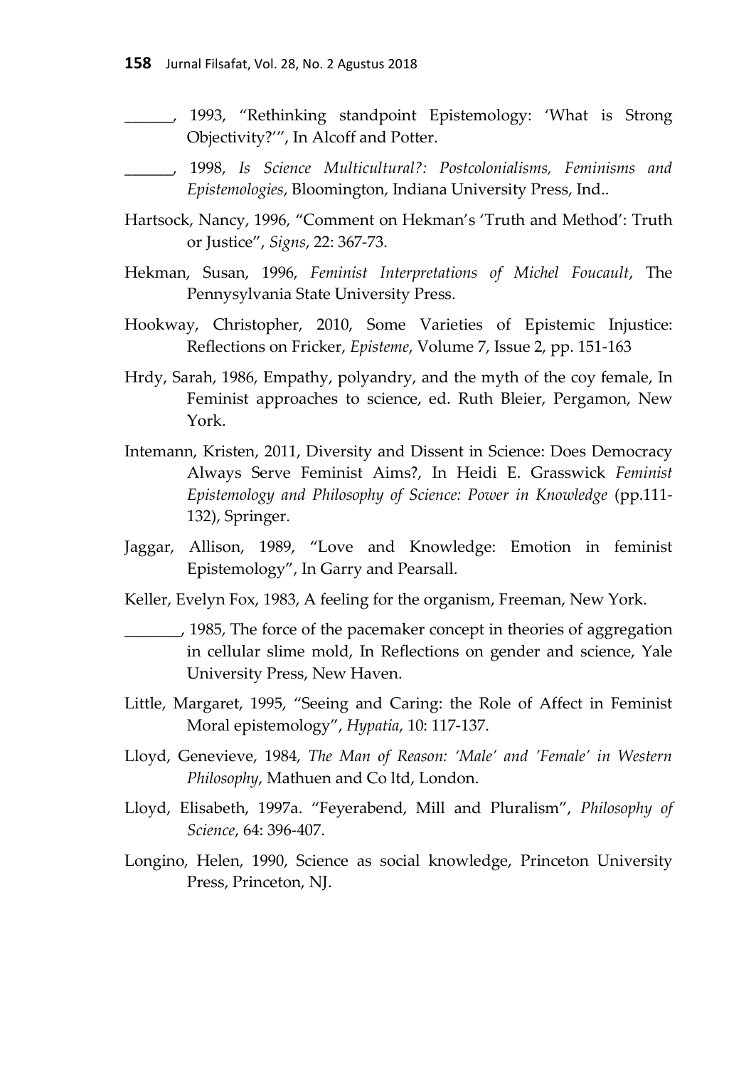______, 1993, “Rethinking standpoint Epistemology: ‘What is Strong Objectivity?’”, In Alcoff and Potter.

______, 1998, *Is Science Multicultural?: Postcolonialisms, Feminisms and Epistemologies*, Bloomington, Indiana University Press, Ind..

Hartsock, Nancy, 1996, “Comment on Hekman’s ‘Truth and Method’: Truth or Justice”, *Signs*, 22: 367-73.

Hekman, Susan, 1996, *Feminist Interpretations of Michel Foucault*, The Pennysylvania State University Press.

Hookway, Christopher, 2010, Some Varieties of Epistemic Injustice: Reflections on Fricker, *Episteme*, Volume 7, Issue 2, pp. 151-163

Hrdy, Sarah, 1986, Empathy, polyandry, and the myth of the coy female, In Feminist approaches to science, ed. Ruth Bleier, Pergamon, New York.

Intemann, Kristen, 2011, Diversity and Dissent in Science: Does Democracy Always Serve Feminist Aims?, In Heidi E. Grasswick *Feminist Epistemology and Philosophy of Science: Power in Knowledge* (pp.111-132), Springer.

Jaggar, Allison, 1989, “Love and Knowledge: Emotion in feminist Epistemology”, In Garry and Pearsall.

Keller, Evelyn Fox, 1983, A feeling for the organism, Freeman, New York.

_______, 1985, The force of the pacemaker concept in theories of aggregation in cellular slime mold, In Reflections on gender and science, Yale University Press, New Haven.

Little, Margaret, 1995, “Seeing and Caring: the Role of Affect in Feminist Moral epistemology”, *Hypatia*, 10: 117-137.

Lloyd, Genevieve, 1984, *The Man of Reason: ‘Male’ and ’Female’ in Western Philosophy*, Mathuen and Co ltd, London.

Lloyd, Elisabeth, 1997a. “Feyerabend, Mill and Pluralism”, *Philosophy of Science*, 64: 396-407.

Longino, Helen, 1990, Science as social knowledge, Princeton University Press, Princeton, NJ.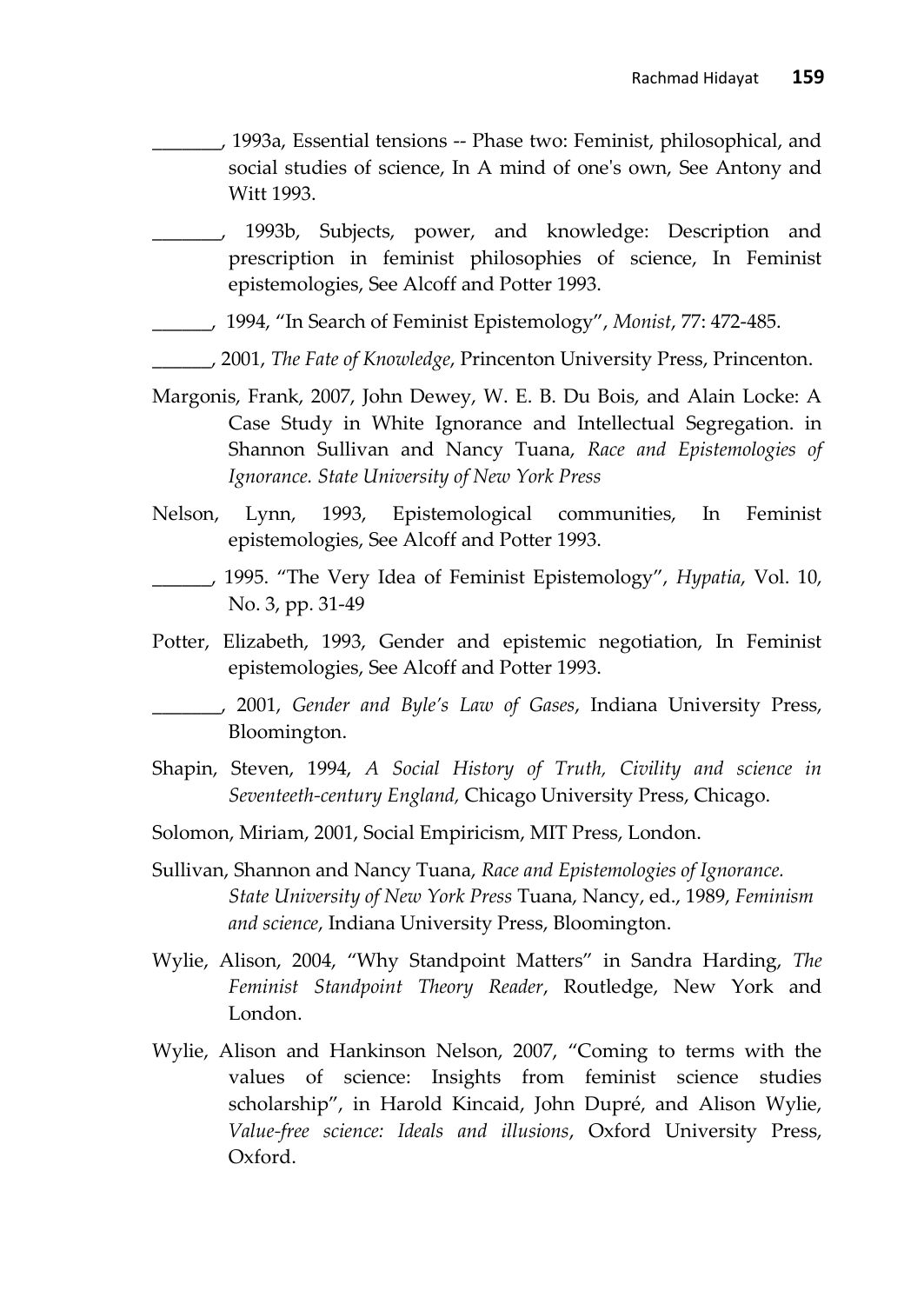_______, 1993a, Essential tensions -- Phase two: Feminist, philosophical, and social studies of science, In A mind of one's own, See Antony and Witt 1993.

_______, 1993b, Subjects, power, and knowledge: Description and prescription in feminist philosophies of science, In Feminist epistemologies, See Alcoff and Potter 1993.

______, 1994, "In Search of Feminist Epistemology", *Monist*, 77: 472-485.

______, 2001, *The Fate of Knowledge*, Princenton University Press, Princenton.

Margonis, Frank, 2007, John Dewey, W. E. B. Du Bois, and Alain Locke: A Case Study in White Ignorance and Intellectual Segregation. in Shannon Sullivan and Nancy Tuana, *Race and Epistemologies of Ignorance. State University of New York Press*

Nelson, Lynn, 1993, Epistemological communities, In Feminist epistemologies, See Alcoff and Potter 1993.

______, 1995. "The Very Idea of Feminist Epistemology", *Hypatia*, Vol. 10, No. 3, pp. 31-49

Potter, Elizabeth, 1993, Gender and epistemic negotiation, In Feminist epistemologies, See Alcoff and Potter 1993.

_______, 2001, *Gender and Byle's Law of Gases*, Indiana University Press, Bloomington.

Shapin, Steven, 1994, *A Social History of Truth, Civility and science in Seventeeth-century England,* Chicago University Press, Chicago.

Solomon, Miriam, 2001, Social Empiricism, MIT Press, London.

Sullivan, Shannon and Nancy Tuana, *Race and Epistemologies of Ignorance. State University of New York Press* Tuana, Nancy, ed., 1989, *Feminism and science*, Indiana University Press, Bloomington.

Wylie, Alison, 2004, "Why Standpoint Matters" in Sandra Harding, *The Feminist Standpoint Theory Reader*, Routledge, New York and London.

Wylie, Alison and Hankinson Nelson, 2007, "Coming to terms with the values of science: Insights from feminist science studies scholarship", in Harold Kincaid, John Dupré, and Alison Wylie, *Value-free science: Ideals and illusions*, Oxford University Press, Oxford.